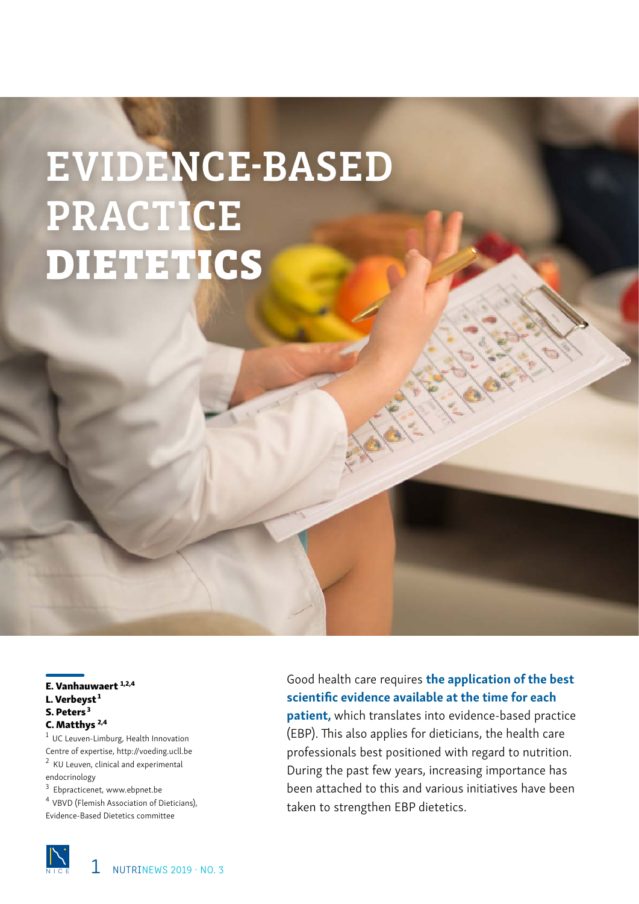# EVIDENCE-BASED PRACTICE DIETETICS

**E. Vanhauwaert** [1,2,4]
**L. Verbeyst** [1]
**S. Peters** [3]
**C. Matthys** [2,4]

[1] UC Leuven-Limburg, Health Innovation Centre of expertise, http://voeding.ucll.be
[2] KU Leuven, clinical and experimental endocrinology
[3] Ebpracticenet, www.ebpnet.be
[4] VBVD (Flemish Association of Dieticians), Evidence-Based Dietetics committee

Good health care requires **the application of the best scientific evidence available at the time for each patient,** which translates into evidence-based practice (EBP). This also applies for dieticians, the health care professionals best positioned with regard to nutrition. During the past few years, increasing importance has been attached to this and various initiatives have been taken to strengthen EBP dietetics.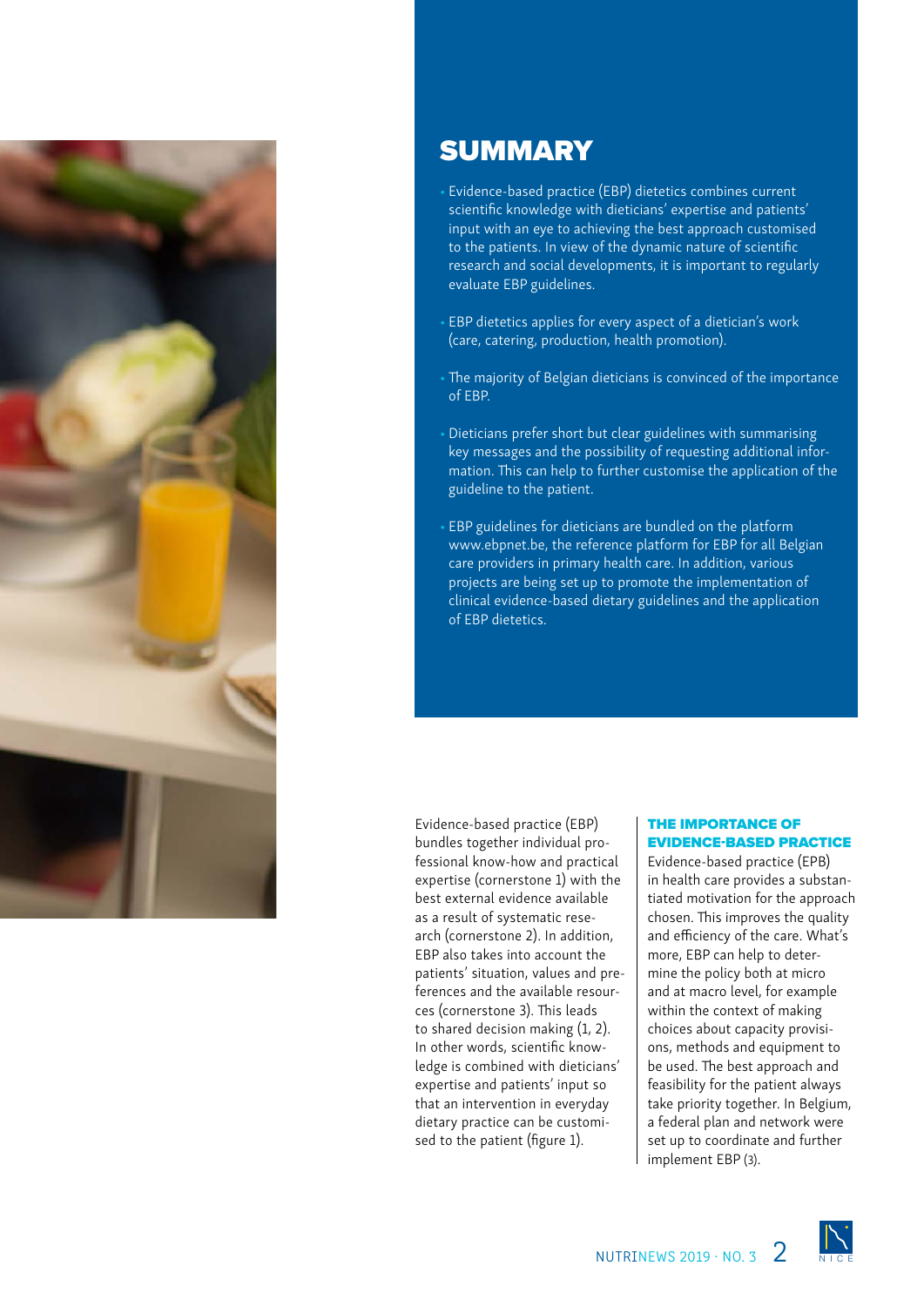## SUMMARY

- Evidence-based practice (EBP) dietetics combines current scientific knowledge with dieticians' expertise and patients' input with an eye to achieving the best approach customised to the patients. In view of the dynamic nature of scientific research and social developments, it is important to regularly evaluate EBP guidelines.
- EBP dietetics applies for every aspect of a dietician's work (care, catering, production, health promotion).
- The majority of Belgian dieticians is convinced of the importance of EBP.
- Dieticians prefer short but clear guidelines with summarising key messages and the possibility of requesting additional information. This can help to further customise the application of the guideline to the patient.
- EBP guidelines for dieticians are bundled on the platform www.ebpnet.be, the reference platform for EBP for all Belgian care providers in primary health care. In addition, various projects are being set up to promote the implementation of clinical evidence-based dietary guidelines and the application of EBP dietetics.

Evidence-based practice (EBP) bundles together individual professional know-how and practical expertise (cornerstone 1) with the best external evidence available as a result of systematic research (cornerstone 2). In addition, EBP also takes into account the patients' situation, values and preferences and the available resources (cornerstone 3). This leads to shared decision making (1, 2). In other words, scientific knowledge is combined with dieticians' expertise and patients' input so that an intervention in everyday dietary practice can be customised to the patient (figure 1).

### THE IMPORTANCE OF EVIDENCE-BASED PRACTICE

Evidence-based practice (EPB) in health care provides a substantiated motivation for the approach chosen. This improves the quality and efficiency of the care. What's more, EBP can help to determine the policy both at micro and at macro level, for example within the context of making choices about capacity provisions, methods and equipment to be used. The best approach and feasibility for the patient always take priority together. In Belgium, a federal plan and network were set up to coordinate and further implement EBP (3).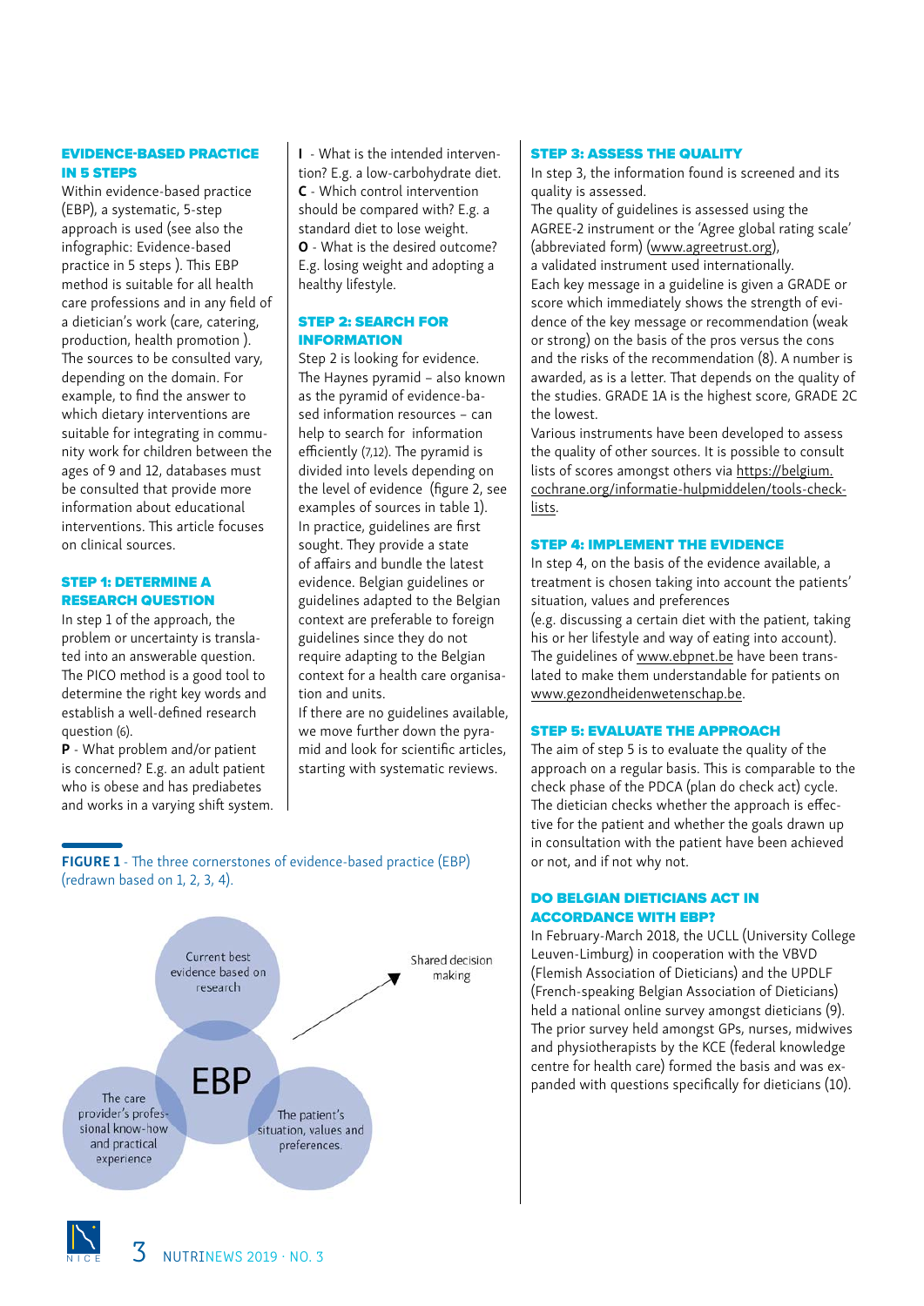## EVIDENCE-BASED PRACTICE IN 5 STEPS

Within evidence-based practice (EBP), a systematic, 5-step approach is used (see also the infographic: Evidence-based practice in 5 steps ). This EBP method is suitable for all health care professions and in any field of a dietician's work (care, catering, production, health promotion ). The sources to be consulted vary, depending on the domain. For example, to find the answer to which dietary interventions are suitable for integrating in community work for children between the ages of 9 and 12, databases must be consulted that provide more information about educational interventions. This article focuses on clinical sources.

### STEP 1: DETERMINE A RESEARCH QUESTION

In step 1 of the approach, the problem or uncertainty is translated into an answerable question. The PICO method is a good tool to determine the right key words and establish a well-defined research question (6).

**P** - What problem and/or patient is concerned? E.g. an adult patient who is obese and has prediabetes and works in a varying shift system.

**I** - What is the intended intervention? E.g. a low-carbohydrate diet.

**C** - Which control intervention should be compared with? E.g. a standard diet to lose weight.

**O** - What is the desired outcome? E.g. losing weight and adopting a healthy lifestyle.

### STEP 2: SEARCH FOR INFORMATION

Step 2 is looking for evidence. The Haynes pyramid – also known as the pyramid of evidence-based information resources – can help to search for information efficiently (7,12). The pyramid is divided into levels depending on the level of evidence (figure 2, see examples of sources in table 1).

In practice, guidelines are first sought. They provide a state of affairs and bundle the latest evidence. Belgian guidelines or guidelines adapted to the Belgian context are preferable to foreign guidelines since they do not require adapting to the Belgian context for a health care organisation and units.

If there are no guidelines available, we move further down the pyramid and look for scientific articles, starting with systematic reviews.

**FIGURE 1** - The three cornerstones of evidence-based practice (EBP) (redrawn based on 1, 2, 3, 4).

EBP
- Current best evidence based on research
- The care provider's professional know-how and practical experience
- The patient's situation, values and preferences
- Shared decision making

### STEP 3: ASSESS THE QUALITY

In step 3, the information found is screened and its quality is assessed.

The quality of guidelines is assessed using the AGREE-2 instrument or the 'Agree global rating scale' (abbreviated form) (www.agreetrust.org), a validated instrument used internationally.

Each key message in a guideline is given a GRADE or score which immediately shows the strength of evidence of the key message or recommendation (weak or strong) on the basis of the pros versus the cons and the risks of the recommendation (8). A number is awarded, as is a letter. That depends on the quality of the studies. GRADE 1A is the highest score, GRADE 2C the lowest.

Various instruments have been developed to assess the quality of other sources. It is possible to consult lists of scores amongst others via https://belgium.cochrane.org/informatie-hulpmiddelen/tools-check-lists.

### STEP 4: IMPLEMENT THE EVIDENCE

In step 4, on the basis of the evidence available, a treatment is chosen taking into account the patients' situation, values and preferences

(e.g. discussing a certain diet with the patient, taking his or her lifestyle and way of eating into account).

The guidelines of www.ebpnet.be have been translated to make them understandable for patients on www.gezondheidenwetenschap.be.

### STEP 5: EVALUATE THE APPROACH

The aim of step 5 is to evaluate the quality of the approach on a regular basis. This is comparable to the check phase of the PDCA (plan do check act) cycle. The dietician checks whether the approach is effective for the patient and whether the goals drawn up in consultation with the patient have been achieved or not, and if not why not.

## DO BELGIAN DIETICIANS ACT IN ACCORDANCE WITH EBP?

In February-March 2018, the UCLL (University College Leuven-Limburg) in cooperation with the VBVD (Flemish Association of Dieticians) and the UPDLF (French-speaking Belgian Association of Dieticians) held a national online survey amongst dieticians (9). The prior survey held amongst GPs, nurses, midwives and physiotherapists by the KCE (federal knowledge centre for health care) formed the basis and was expanded with questions specifically for dieticians (10).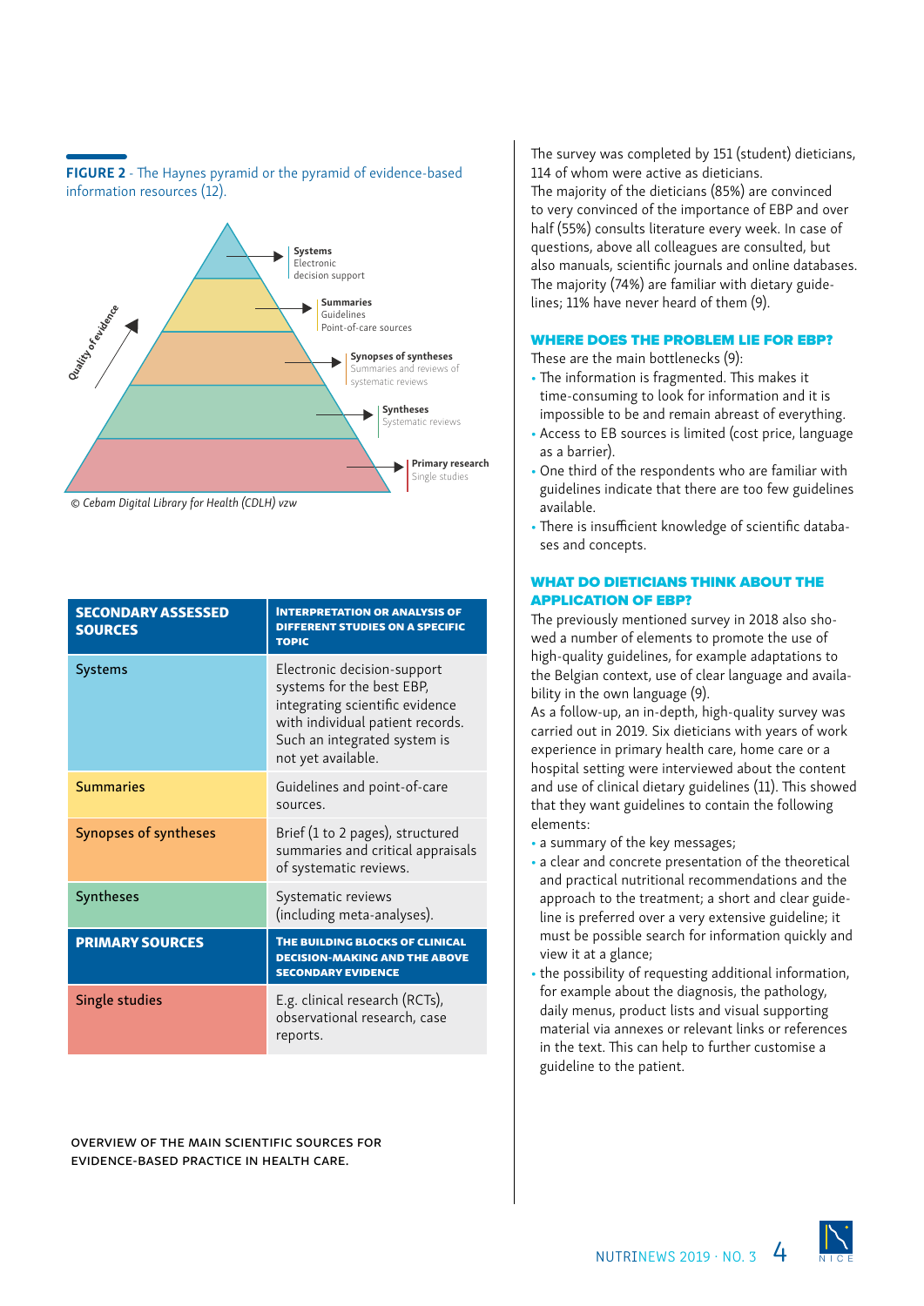**FIGURE 2** - The Haynes pyramid or the pyramid of evidence-based information resources (12).

Quality of evidence

**Systems**
Electronic decision support

**Summaries**
Guidelines
Point-of-care sources

**Synopses of syntheses**
Summaries and reviews of systematic reviews

**Syntheses**
Systematic reviews

**Primary research**
Single studies

*© Cebam Digital Library for Health (CDLH) vzw*

| SECONDARY ASSESSED SOURCES | INTERPRETATION OR ANALYSIS OF DIFFERENT STUDIES ON A SPECIFIC TOPIC |
|---|---|
| Systems | Electronic decision-support systems for the best EBP, integrating scientific evidence with individual patient records. Such an integrated system is not yet available. |
| Summaries | Guidelines and point-of-care sources. |
| Synopses of syntheses | Brief (1 to 2 pages), structured summaries and critical appraisals of systematic reviews. |
| Syntheses | Systematic reviews (including meta-analyses). |
| **PRIMARY SOURCES** | **THE BUILDING BLOCKS OF CLINICAL DECISION-MAKING AND THE ABOVE SECONDARY EVIDENCE** |
| Single studies | E.g. clinical research (RCTs), observational research, case reports. |

OVERVIEW OF THE MAIN SCIENTIFIC SOURCES FOR EVIDENCE-BASED PRACTICE IN HEALTH CARE.

The survey was completed by 151 (student) dieticians, 114 of whom were active as dieticians.
The majority of the dieticians (85%) are convinced to very convinced of the importance of EBP and over half (55%) consults literature every week. In case of questions, above all colleagues are consulted, but also manuals, scientific journals and online databases. The majority (74%) are familiar with dietary guidelines; 11% have never heard of them (9).

## WHERE DOES THE PROBLEM LIE FOR EBP?

These are the main bottlenecks (9):

- The information is fragmented. This makes it time-consuming to look for information and it is impossible to be and remain abreast of everything.
- Access to EB sources is limited (cost price, language as a barrier).
- One third of the respondents who are familiar with guidelines indicate that there are too few guidelines available.
- There is insufficient knowledge of scientific databases and concepts.

## WHAT DO DIETICIANS THINK ABOUT THE APPLICATION OF EBP?

The previously mentioned survey in 2018 also showed a number of elements to promote the use of high-quality guidelines, for example adaptations to the Belgian context, use of clear language and availability in the own language (9).
As a follow-up, an in-depth, high-quality survey was carried out in 2019. Six dieticians with years of work experience in primary health care, home care or a hospital setting were interviewed about the content and use of clinical dietary guidelines (11). This showed that they want guidelines to contain the following elements:

- a summary of the key messages;
- a clear and concrete presentation of the theoretical and practical nutritional recommendations and the approach to the treatment; a short and clear guideline is preferred over a very extensive guideline; it must be possible search for information quickly and view it at a glance;
- the possibility of requesting additional information, for example about the diagnosis, the pathology, daily menus, product lists and visual supporting material via annexes or relevant links or references in the text. This can help to further customise a guideline to the patient.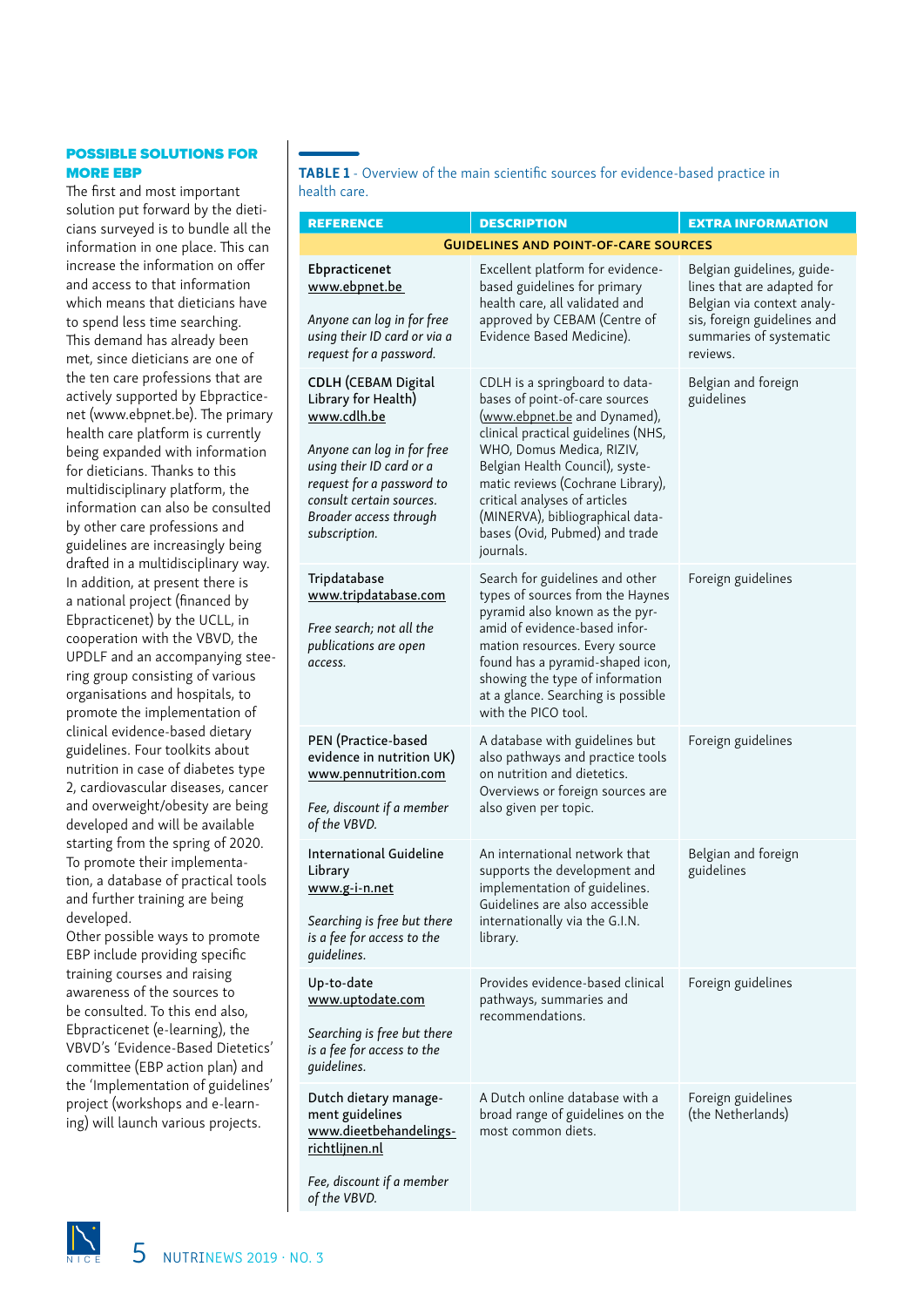## POSSIBLE SOLUTIONS FOR MORE EBP

The first and most important solution put forward by the dieticians surveyed is to bundle all the information in one place. This can increase the information on offer and access to that information which means that dieticians have to spend less time searching. This demand has already been met, since dieticians are one of the ten care professions that are actively supported by Ebpracticenet (www.ebpnet.be). The primary health care platform is currently being expanded with information for dieticians. Thanks to this multidisciplinary platform, the information can also be consulted by other care professions and guidelines are increasingly being drafted in a multidisciplinary way. In addition, at present there is a national project (financed by Ebpracticenet) by the UCLL, in cooperation with the VBVD, the UPDLF and an accompanying steering group consisting of various organisations and hospitals, to promote the implementation of clinical evidence-based dietary guidelines. Four toolkits about nutrition in case of diabetes type 2, cardiovascular diseases, cancer and overweight/obesity are being developed and will be available starting from the spring of 2020. To promote their implementation, a database of practical tools and further training are being developed.

Other possible ways to promote EBP include providing specific training courses and raising awareness of the sources to be consulted. To this end also, Ebpracticenet (e-learning), the VBVD's 'Evidence-Based Dietetics' committee (EBP action plan) and the 'Implementation of guidelines' project (workshops and e-learning) will launch various projects.

**TABLE 1** - Overview of the main scientific sources for evidence-based practice in health care.

| REFERENCE | DESCRIPTION | EXTRA INFORMATION |
|---|---|---|
| **GUIDELINES AND POINT-OF-CARE SOURCES** | | |
| Ebpracticenet<br>www.ebpnet.be<br><br>*Anyone can log in for free using their ID card or via a request for a password.* | Excellent platform for evidence-based guidelines for primary health care, all validated and approved by CEBAM (Centre of Evidence Based Medicine). | Belgian guidelines, guidelines that are adapted for Belgian via context analysis, foreign guidelines and summaries of systematic reviews. |
| CDLH (CEBAM Digital Library for Health)<br>www.cdlh.be<br><br>*Anyone can log in for free using their ID card or a request for a password to consult certain sources. Broader access through subscription.* | CDLH is a springboard to databases of point-of-care sources (www.ebpnet.be and Dynamed), clinical practical guidelines (NHS, WHO, Domus Medica, RIZIV, Belgian Health Council), systematic reviews (Cochrane Library), critical analyses of articles (MINERVA), bibliographical databases (Ovid, Pubmed) and trade journals. | Belgian and foreign guidelines |
| Tripdatabase<br>www.tripdatabase.com<br><br>*Free search; not all the publications are open access.* | Search for guidelines and other types of sources from the Haynes pyramid also known as the pyramid of evidence-based information resources. Every source found has a pyramid-shaped icon, showing the type of information at a glance. Searching is possible with the PICO tool. | Foreign guidelines |
| PEN (Practice-based evidence in nutrition UK)<br>www.pennutrition.com<br><br>*Fee, discount if a member of the VBVD.* | A database with guidelines but also pathways and practice tools on nutrition and dietetics. Overviews or foreign sources are also given per topic. | Foreign guidelines |
| International Guideline Library<br>www.g-i-n.net<br><br>*Searching is free but there is a fee for access to the guidelines.* | An international network that supports the development and implementation of guidelines. Guidelines are also accessible internationally via the G.I.N. library. | Belgian and foreign guidelines |
| Up-to-date<br>www.uptodate.com<br><br>*Searching is free but there is a fee for access to the guidelines.* | Provides evidence-based clinical pathways, summaries and recommendations. | Foreign guidelines |
| Dutch dietary management guidelines<br>www.dieetbehandelings-richtlijnen.nl<br><br>*Fee, discount if a member of the VBVD.* | A Dutch online database with a broad range of guidelines on the most common diets. | Foreign guidelines (the Netherlands) |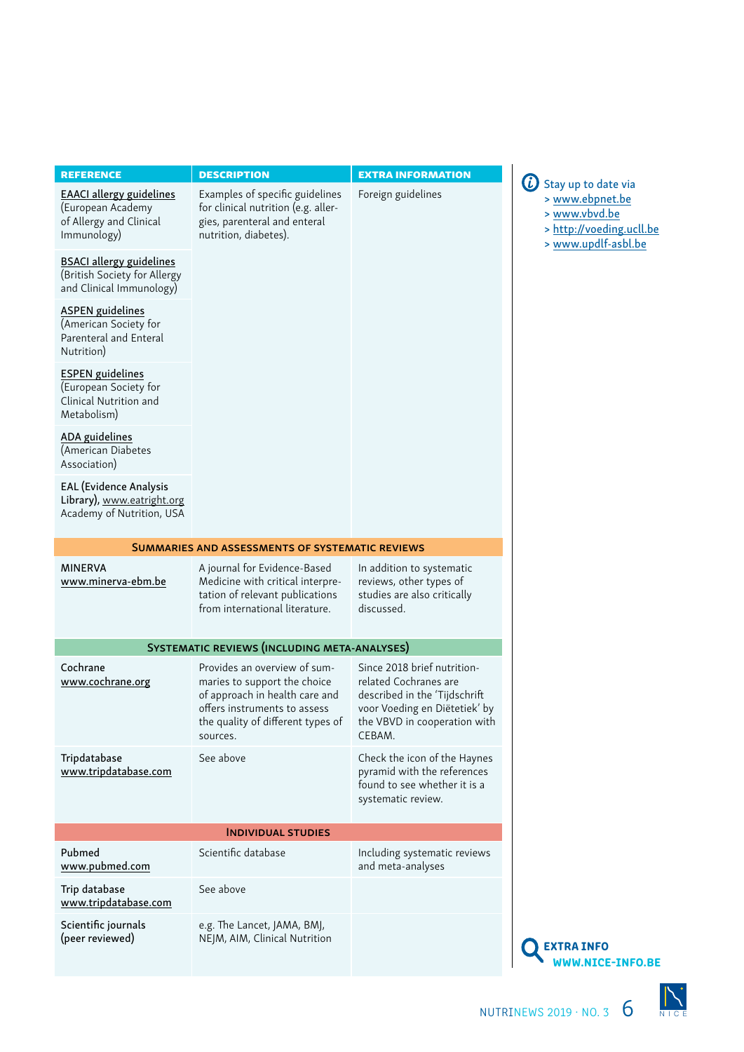| REFERENCE | DESCRIPTION | EXTRA INFORMATION |
|---|---|---|
| EAACI allergy guidelines (European Academy of Allergy and Clinical Immunology) | Examples of specific guidelines for clinical nutrition (e.g. allergies, parenteral and enteral nutrition, diabetes). | Foreign guidelines |
| BSACI allergy guidelines (British Society for Allergy and Clinical Immunology) | | |
| ASPEN guidelines (American Society for Parenteral and Enteral Nutrition) | | |
| ESPEN guidelines (European Society for Clinical Nutrition and Metabolism) | | |
| ADA guidelines (American Diabetes Association) | | |
| EAL (Evidence Analysis Library), www.eatright.org Academy of Nutrition, USA | | |
| **SUMMARIES AND ASSESSMENTS OF SYSTEMATIC REVIEWS** | | |
| MINERVA www.minerva-ebm.be | A journal for Evidence-Based Medicine with critical interpretation of relevant publications from international literature. | In addition to systematic reviews, other types of studies are also critically discussed. |
| **SYSTEMATIC REVIEWS (INCLUDING META-ANALYSES)** | | |
| Cochrane www.cochrane.org | Provides an overview of summaries to support the choice of approach in health care and offers instruments to assess the quality of different types of sources. | Since 2018 brief nutrition-related Cochranes are described in the 'Tijdschrift voor Voeding en Diëtetiek' by the VBVD in cooperation with CEBAM. |
| Tripdatabase www.tripdatabase.com | See above | Check the icon of the Haynes pyramid with the references found to see whether it is a systematic review. |
| **INDIVIDUAL STUDIES** | | |
| Pubmed www.pubmed.com | Scientific database | Including systematic reviews and meta-analyses |
| Trip database www.tripdatabase.com | See above | |
| Scientific journals (peer reviewed) | e.g. The Lancet, JAMA, BMJ, NEJM, AIM, Clinical Nutrition | |

Stay up to date via
- www.ebpnet.be
- www.vbvd.be
- http://voeding.ucll.be
- www.updlf-asbl.be

**EXTRA INFO**
**WWW.NICE-INFO.BE**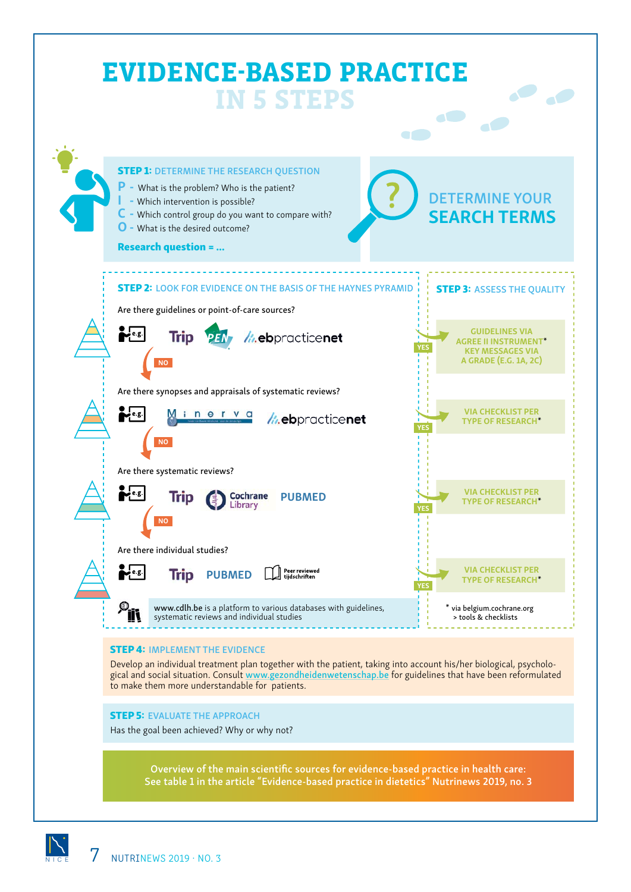# EVIDENCE-BASED PRACTICE IN 5 STEPS

## STEP 1: DETERMINE THE RESEARCH QUESTION

- **P** - What is the problem? Who is the patient?
- **I** - Which intervention is possible?
- **C** - Which control group do you want to compare with?
- **O** - What is the desired outcome?

**Research question = ...**

## DETERMINE YOUR SEARCH TERMS

## STEP 2: LOOK FOR EVIDENCE ON THE BASIS OF THE HAYNES PYRAMID

Are there guidelines or point-of-care sources?

e.g. Trip, PEN, ebpracticenet

→ YES: GUIDELINES VIA AGREE II INSTRUMENT* KEY MESSAGES VIA A GRADE (E.G. 1A, 2C)

NO ↓

Are there synopses and appraisals of systematic reviews?

e.g. Minerva, ebpracticenet

→ YES: VIA CHECKLIST PER TYPE OF RESEARCH*

NO ↓

Are there systematic reviews?

e.g. Trip, Cochrane Library, PUBMED

→ YES: VIA CHECKLIST PER TYPE OF RESEARCH*

NO ↓

Are there individual studies?

e.g. Trip, PUBMED, Peer reviewed tijdschriften

→ YES: VIA CHECKLIST PER TYPE OF RESEARCH*

www.cdlh.be is a platform to various databases with guidelines, systematic reviews and individual studies

## STEP 3: ASSESS THE QUALITY

\* via belgium.cochrane.org > tools & checklists

## STEP 4: IMPLEMENT THE EVIDENCE

Develop an individual treatment plan together with the patient, taking into account his/her biological, psychological and social situation. Consult www.gezondheidenwetenschap.be for guidelines that have been reformulated to make them more understandable for patients.

## STEP 5: EVALUATE THE APPROACH

Has the goal been achieved? Why or why not?

Overview of the main scientific sources for evidence-based practice in health care: See table 1 in the article "Evidence-based practice in dietetics" Nutrinews 2019, no. 3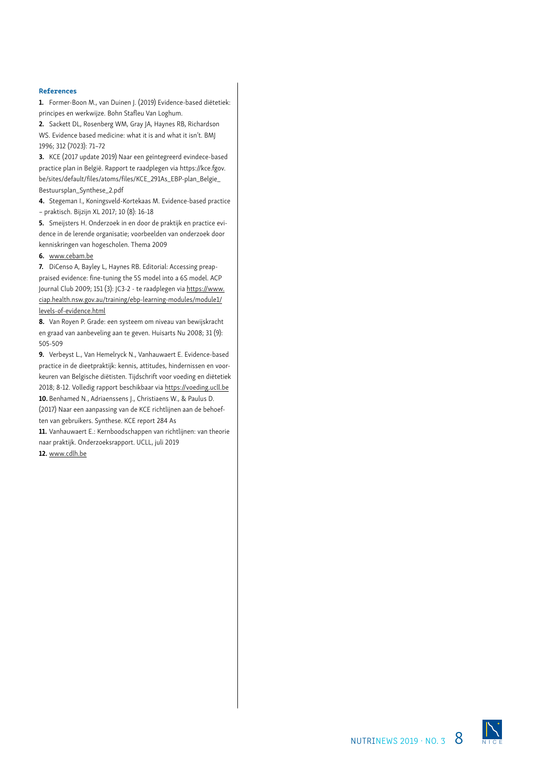### References

**1.** Former-Boon M., van Duinen J. (2019) Evidence-based diëtetiek: principes en werkwijze. Bohn Stafleu Van Loghum.

**2.** Sackett DL, Rosenberg WM, Gray JA, Haynes RB, Richardson WS. Evidence based medicine: what it is and what it isn't. BMJ 1996; 312 (7023): 71–72

**3.** KCE (2017 update 2019) Naar een geïntegreerd evindece-based practice plan in België. Rapport te raadplegen via https://kce.fgov.be/sites/default/files/atoms/files/KCE_291As_EBP-plan_Belgie_Bestuursplan_Synthese_2.pdf

**4.** Stegeman I., Koningsveld-Kortekaas M. Evidence-based practice – praktisch. Bijzijn XL 2017; 10 (8): 16-18

**5.** Smeijsters H. Onderzoek in en door de praktijk en practice evidence in de lerende organisatie; voorbeelden van onderzoek door kenniskringen van hogescholen. Thema 2009

**6.** www.cebam.be

**7.** DiCenso A, Bayley L, Haynes RB. Editorial: Accessing preappraised evidence: fine-tuning the 5S model into a 6S model. ACP Journal Club 2009; 151 (3): JC3-2 - te raadplegen via https://www.ciap.health.nsw.gov.au/training/ebp-learning-modules/module1/levels-of-evidence.html

**8.** Van Royen P. Grade: een systeem om niveau van bewijskracht en graad van aanbeveling aan te geven. Huisarts Nu 2008; 31 (9): 505-509

**9.** Verbeyst L., Van Hemelryck N., Vanhauwaert E. Evidence-based practice in de dieetpraktijk: kennis, attitudes, hindernissen en voorkeuren van Belgische diëtisten. Tijdschrift voor voeding en diëtetiek 2018; 8-12. Volledig rapport beschikbaar via https://voeding.ucll.be

**10.** Benhamed N., Adriaenssens J., Christiaens W., & Paulus D. (2017) Naar een aanpassing van de KCE richtlijnen aan de behoeften van gebruikers. Synthese. KCE report 284 As

**11.** Vanhauwaert E.: Kernboodschappen van richtlijnen: van theorie naar praktijk. Onderzoeksrapport. UCLL, juli 2019

**12.** www.cdlh.be